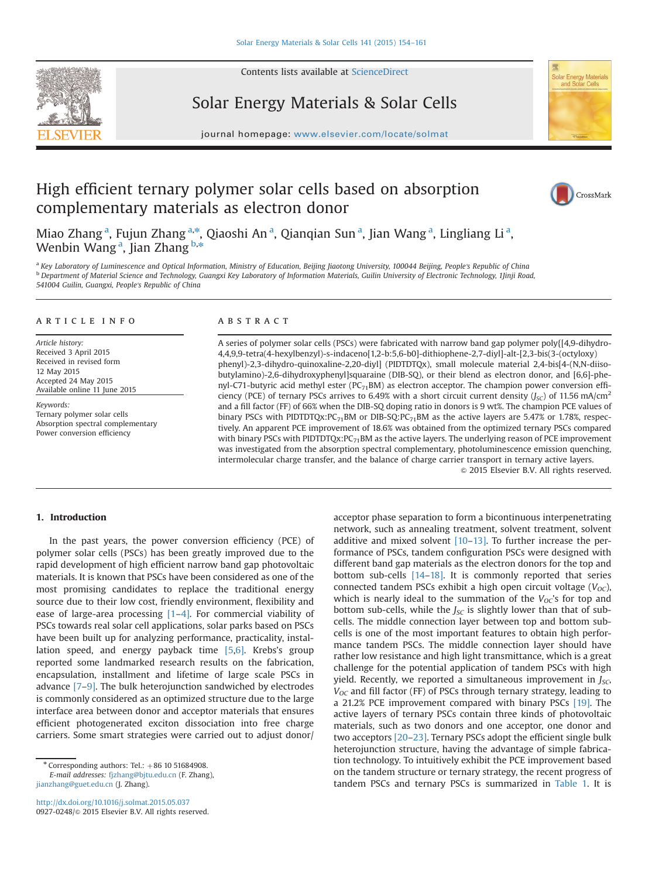# High efficient ternary polymer solar cells based on absorption complementary materials as electron donor

Miao Zhang [a], Fujun Zhang [a,*], Qiaoshi An [a], Qianqian Sun [a], Jian Wang [a], Lingliang Li [a], Wenbin Wang [a], Jian Zhang [b,*]

[a] Key Laboratory of Luminescence and Optical Information, Ministry of Education, Beijing Jiaotong University, 100044 Beijing, People's Republic of China
[b] Department of Material Science and Technology, Guangxi Key Laboratory of Information Materials, Guilin University of Electronic Technology, 1Jinji Road, 541004 Guilin, Guangxi, People's Republic of China

## ARTICLE INFO

*Article history:*
Received 3 April 2015
Received in revised form
12 May 2015
Accepted 24 May 2015
Available online 11 June 2015

*Keywords:*
Ternary polymer solar cells
Absorption spectral complementary
Power conversion efficiency

## ABSTRACT

A series of polymer solar cells (PSCs) were fabricated with narrow band gap polymer poly{[4,9-dihydro-4,4,9,9-tetra(4-hexylbenzyl)-s-indaceno[1,2-b:5,6-b0]-dithiophene-2,7-diyl]-alt-[2,3-bis(3-(octyloxy) phenyl)-2,3-dihydro-quinoxaline-2,20-diyl] (PIDTDTQx), small molecule material 2,4-bis[4-(N,N-diisobutylamino)-2,6-dihydroxyphenyl]squaraine (DIB-SQ), or their blend as electron donor, and [6,6]-phenyl-C71-butyric acid methyl ester ($PC_{71}BM$) as electron acceptor. The champion power conversion efficiency (PCE) of ternary PSCs arrives to 6.49% with a short circuit current density ($J_{SC}$) of 11.56 mA/cm$^2$ and a fill factor (FF) of 66% when the DIB-SQ doping ratio in donors is 9 wt%. The champion PCE values of binary PSCs with PIDTDTQx:$PC_{71}BM$ or DIB-SQ:$PC_{71}BM$ as the active layers are 5.47% or 1.78%, respectively. An apparent PCE improvement of 18.6% was obtained from the optimized ternary PSCs compared with binary PSCs with PIDTDTQx:$PC_{71}BM$ as the active layers. The underlying reason of PCE improvement was investigated from the absorption spectral complementary, photoluminescence emission quenching, intermolecular charge transfer, and the balance of charge carrier transport in ternary active layers.

© 2015 Elsevier B.V. All rights reserved.

## 1. Introduction

In the past years, the power conversion efficiency (PCE) of polymer solar cells (PSCs) has been greatly improved due to the rapid development of high efficient narrow band gap photovoltaic materials. It is known that PSCs have been considered as one of the most promising candidates to replace the traditional energy source due to their low cost, friendly environment, flexibility and ease of large-area processing [1–4]. For commercial viability of PSCs towards real solar cell applications, solar parks based on PSCs have been built up for analyzing performance, practicality, installation speed, and energy payback time [5,6]. Krebs's group reported some landmarked research results on the fabrication, encapsulation, installment and lifetime of large scale PSCs in advance [7–9]. The bulk heterojunction sandwiched by electrodes is commonly considered as an optimized structure due to the large interface area between donor and acceptor materials that ensures efficient photogenerated exciton dissociation into free charge carriers. Some smart strategies were carried out to adjust donor/acceptor phase separation to form a bicontinuous interpenetrating network, such as annealing treatment, solvent treatment, solvent additive and mixed solvent [10–13]. To further increase the performance of PSCs, tandem configuration PSCs were designed with different band gap materials as the electron donors for the top and bottom sub-cells [14–18]. It is commonly reported that series connected tandem PSCs exhibit a high open circuit voltage ($V_{OC}$), which is nearly ideal to the summation of the $V_{OC}$'s for top and bottom sub-cells, while the $J_{SC}$ is slightly lower than that of sub-cells. The middle connection layer between top and bottom sub-cells is one of the most important features to obtain high performance tandem PSCs. The middle connection layer should have rather low resistance and high light transmittance, which is a great challenge for the potential application of tandem PSCs with high yield. Recently, we reported a simultaneous improvement in $J_{SC}$, $V_{OC}$ and fill factor (FF) of PSCs through ternary strategy, leading to a 21.2% PCE improvement compared with binary PSCs [19]. The active layers of ternary PSCs contain three kinds of photovoltaic materials, such as two donors and one acceptor, one donor and two acceptors [20–23]. Ternary PSCs adopt the efficient single bulk heterojunction structure, having the advantage of simple fabrication technology. To intuitively exhibit the PCE improvement based on the tandem structure or ternary strategy, the recent progress of tandem PSCs and ternary PSCs is summarized in Table 1. It is

* Corresponding authors: Tel.: +86 10 51684908.
*E-mail addresses:* fjzhang@bjtu.edu.cn (F. Zhang), jianzhang@guet.edu.cn (J. Zhang).

http://dx.doi.org/10.1016/j.solmat.2015.05.037
0927-0248/© 2015 Elsevier B.V. All rights reserved.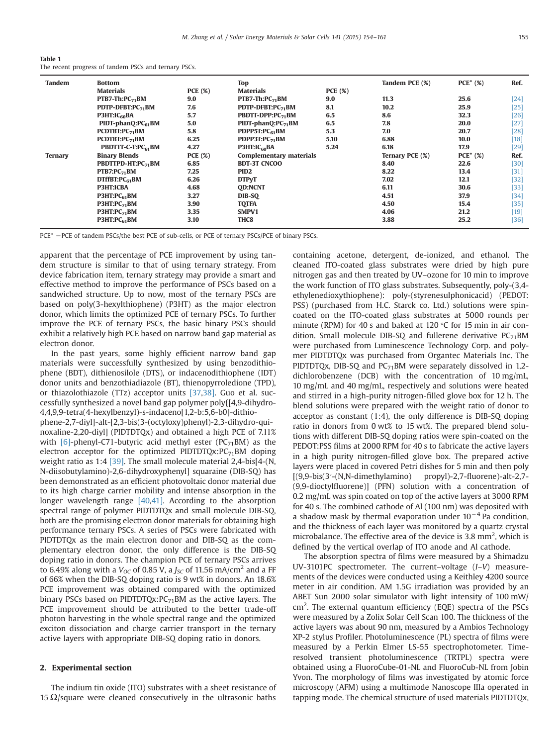**Table 1**
The recent progress of tandem PSCs and ternary PSCs.

| Tandem | Bottom | | Top | | Tandem PCE (%) | PCE* (%) | Ref. |
|---|---|---|---|---|---|---|---|
| | Materials | PCE (%) | Materials | PCE (%) | | | |
| | PTB7-Th:$PC_{71}BM$ | 9.0 | PTB7-Th:$PC_{71}BM$ | 9.0 | 11.3 | 25.6 | [24] |
| | PDTP-DFBT:$PC_{71}BM$ | 7.6 | PDTP-DFBT:$PC_{71}BM$ | 8.1 | 10.2 | 25.9 | [25] |
| | P3HT:$IC_{60}BA$ | 5.7 | PBDTT-DPP:$PC_{71}BM$ | 6.5 | 8.6 | 32.3 | [26] |
| | PIDT-phanQ:$PC_{61}BM$ | 5.0 | PIDT-phanQ:$PC_{71}BM$ | 6.5 | 7.8 | 20.0 | [27] |
| | PCDTBT:$PC_{71}BM$ | 5.8 | PDPP5T:$PC_{61}BM$ | 5.3 | 7.0 | 20.7 | [28] |
| | PCDTBT:$PC_{71}BM$ | 6.25 | PDPP3T:$PC_{71}BM$ | 5.10 | 6.88 | 10.0 | [18] |
| | PBDTTT-C-T:$PC_{61}BM$ | 4.27 | P3HT:$IC_{60}BA$ | 5.24 | 6.18 | 17.9 | [29] |
| **Ternary** | **Binary Blends** | **PCE (%)** | **Complementary materials** | | **Ternary PCE (%)** | **PCE* (%)** | **Ref.** |
| | PBDTTPD-HT:$PC_{71}BM$ | 6.85 | BDT-3T CNCOO | | 8.40 | 22.6 | [30] |
| | PTB7:$PC_{71}BM$ | 7.25 | PID2 | | 8.22 | 13.4 | [31] |
| | DTffBT:$PC_{61}BM$ | 6.26 | DTPyT | | 7.02 | 12.1 | [32] |
| | P3HT:ICBA | 4.68 | QD:NCNT | | 6.11 | 30.6 | [33] |
| | P3HT:$PC_{61}BM$ | 3.27 | DIB-SQ | | 4.51 | 37.9 | [34] |
| | P3HT:$PC_{71}BM$ | 3.90 | TQTFA | | 4.50 | 15.4 | [35] |
| | P3HT:$PC_{71}BM$ | 3.35 | SMPV1 | | 4.06 | 21.2 | [19] |
| | P3HT:$PC_{61}BM$ | 3.10 | THC8 | | 3.88 | 25.2 | [36] |

PCE* = PCE of tandem PSCs/the best PCE of sub-cells, or PCE of ternary PSCs/PCE of binary PSCs.

apparent that the percentage of PCE improvement by using tandem structure is similar to that of using ternary strategy. From device fabrication item, ternary strategy may provide a smart and effective method to improve the performance of PSCs based on a sandwiched structure. Up to now, most of the ternary PSCs are based on poly(3-hexylthiophene) (P3HT) as the major electron donor, which limits the optimized PCE of ternary PSCs. To further improve the PCE of ternary PSCs, the basic binary PSCs should exhibit a relatively high PCE based on narrow band gap material as electron donor.

In the past years, some highly efficient narrow band gap materials were successfully synthesized by using benzodithiophene (BDT), dithienosilole (DTS), or indacenodithiophene (IDT) donor units and benzothiadiazole (BT), thienopyrroledione (TPD), or thiazolothiazole (TTz) acceptor units [37,38]. Guo et al. successfully synthesized a novel band gap polymer poly{[4,9-dihydro-4,4,9,9-tetra(4-hexylbenzyl)-s-indaceno[1,2-b:5,6-b0]-dithiophene-2,7-diyl]-alt-[2,3-bis(3-(octyloxy)phenyl)-2,3-dihydro-quinoxaline-2,20-diyl] (PIDTDTQx) and obtained a high PCE of 7.11% with [6]-phenyl-C71-butyric acid methyl ester ($PC_{71}BM$) as the electron acceptor for the optimized PIDTDTQx:$PC_{71}BM$ doping weight ratio as 1:4 [39]. The small molecule material 2,4-bis[4-(N,N-diisobutylamino)-2,6-dihydroxyphenyl] squaraine (DIB-SQ) has been demonstrated as an efficient photovoltaic donor material due to its high charge carrier mobility and intense absorption in the longer wavelength range [40,41]. According to the absorption spectral range of polymer PIDTDTQx and small molecule DIB-SQ, both are the promising electron donor materials for obtaining high performance ternary PSCs. A series of PSCs were fabricated with PIDTDTQx as the main electron donor and DIB-SQ as the complementary electron donor, the only difference is the DIB-SQ doping ratio in donors. The champion PCE of ternary PSCs arrives to 6.49% along with a $V_{OC}$ of 0.85 V, a $J_{SC}$ of 11.56 mA/cm$^2$ and a FF of 66% when the DIB-SQ doping ratio is 9 wt% in donors. An 18.6% PCE improvement was obtained compared with the optimized binary PSCs based on PIDTDTQx:$PC_{71}BM$ as the active layers. The PCE improvement should be attributed to the better trade-off photon harvesting in the whole spectral range and the optimized exciton dissociation and charge carrier transport in the ternary active layers with appropriate DIB-SQ doping ratio in donors.

## 2. Experimental section

The indium tin oxide (ITO) substrates with a sheet resistance of 15 Ω/square were cleaned consecutively in the ultrasonic baths containing acetone, detergent, de-ionized, and ethanol. The cleaned ITO-coated glass substrates were dried by high pure nitrogen gas and then treated by UV–ozone for 10 min to improve the work function of ITO glass substrates. Subsequently, poly-(3,4-ethylenedioxythiophene): poly-(styrenesulphonicacid) (PEDOT:PSS) (purchased from H.C. Starck co. Ltd.) solutions were spin-coated on the ITO-coated glass substrates at 5000 rounds per minute (RPM) for 40 s and baked at 120 °C for 15 min in air condition. Small molecule DIB-SQ and fullerene derivative $PC_{71}BM$ were purchased from Luminescence Technology Corp. and polymer PIDTDTQx was purchased from Organtec Materials Inc. The PIDTDTQx, DIB-SQ and $PC_{71}BM$ were separately dissolved in 1,2-dichlorobenzene (DCB) with the concentration of 10 mg/mL, 10 mg/mL and 40 mg/mL, respectively and solutions were heated and stirred in a high-purity nitrogen-filled glove box for 12 h. The blend solutions were prepared with the weight ratio of donor to acceptor as constant (1:4), the only difference is DIB-SQ doping ratio in donors from 0 wt% to 15 wt%. The prepared blend solutions with different DIB-SQ doping ratios were spin-coated on the PEDOT:PSS films at 2000 RPM for 40 s to fabricate the active layers in a high purity nitrogen-filled glove box. The prepared active layers were placed in covered Petri dishes for 5 min and then poly [(9,9-bis(3′-(N,N-dimethylamino) propyl)-2,7-fluorene)-alt-2,7-(9,9-dioctylfluorene)] (PFN) solution with a concentration of 0.2 mg/mL was spin coated on top of the active layers at 3000 RPM for 40 s. The combined cathode of Al (100 nm) was deposited with a shadow mask by thermal evaporation under $10^{-4}$ Pa condition, and the thickness of each layer was monitored by a quartz crystal microbalance. The effective area of the device is 3.8 mm$^2$, which is defined by the vertical overlap of ITO anode and Al cathode.

The absorption spectra of films were measured by a Shimadzu UV-3101PC spectrometer. The current–voltage (*I–V*) measurements of the devices were conducted using a Keithley 4200 source meter in air condition. AM 1.5G irradiation was provided by an ABET Sun 2000 solar simulator with light intensity of 100 mW/cm$^2$. The external quantum efficiency (EQE) spectra of the PSCs were measured by a Zolix Solar Cell Scan 100. The thickness of the active layers was about 90 nm, measured by a Ambios Technology XP-2 stylus Profiler. Photoluminescence (PL) spectra of films were measured by a Perkin Elmer LS-55 spectrophotometer. Time-resolved transient photoluminescence (TRTPL) spectra were obtained using a FluoroCube-01-NL and FluoroCub-NL from Jobin Yvon. The morphology of films was investigated by atomic force microscopy (AFM) using a multimode Nanoscope IIIa operated in tapping mode. The chemical structure of used materials PIDTDTQx,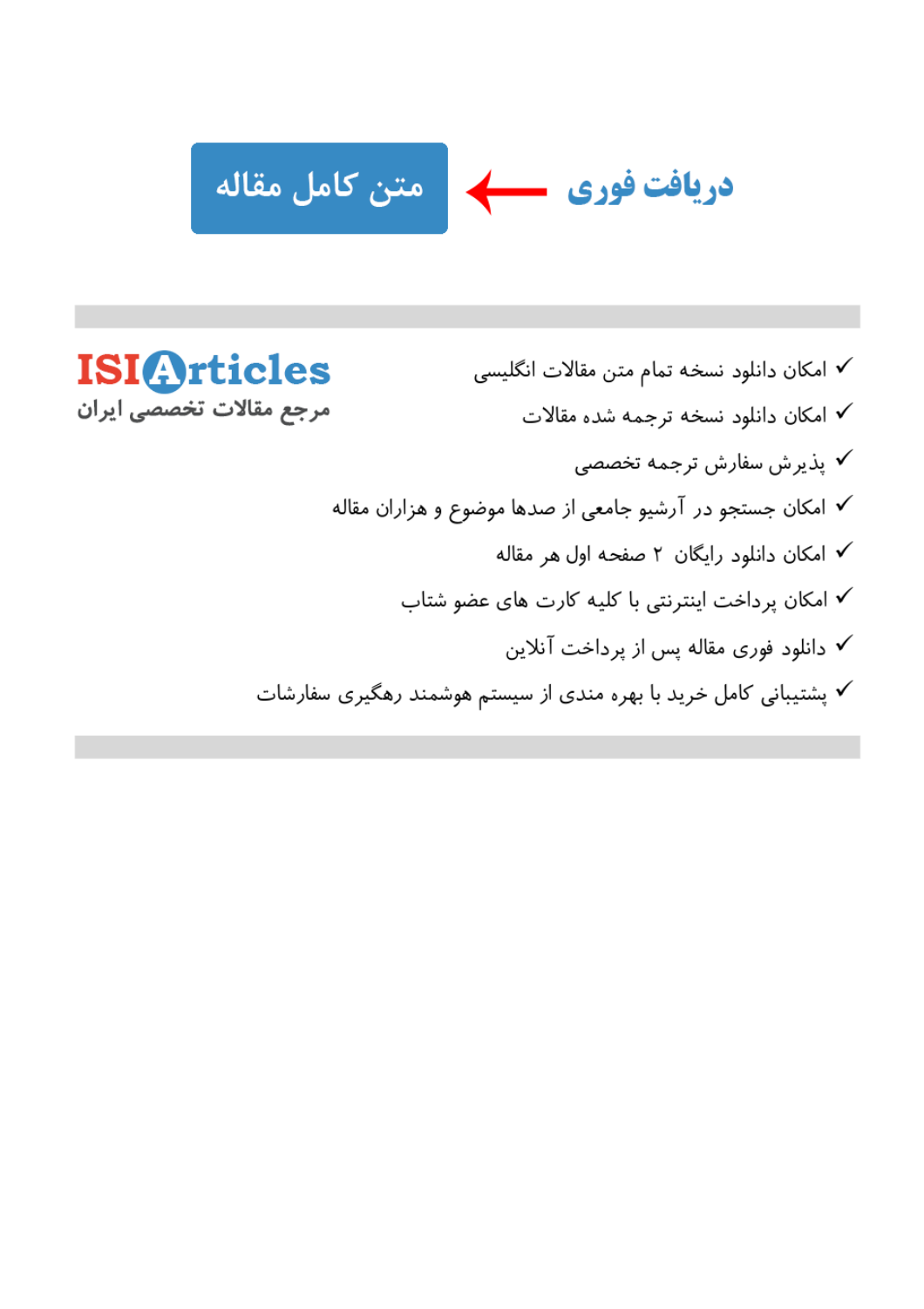**دریافت فوری** ← **متن کامل مقاله**

---

**ISIArticles**
مرجع مقالات تخصصی ایران

- ✓ امکان دانلود نسخه تمام متن مقالات انگلیسی
- ✓ امکان دانلود نسخه ترجمه شده مقالات
- ✓ پذیرش سفارش ترجمه تخصصی
- ✓ امکان جستجو در آرشیو جامعی از صدها موضوع و هزاران مقاله
- ✓ امکان دانلود رایگان ۲ صفحه اول هر مقاله
- ✓ امکان پرداخت اینترنتی با کلیه کارت های عضو شتاب
- ✓ دانلود فوری مقاله پس از پرداخت آنلاین
- ✓ پشتیبانی کامل خرید با بهره مندی از سیستم هوشمند رهگیری سفارشات

---